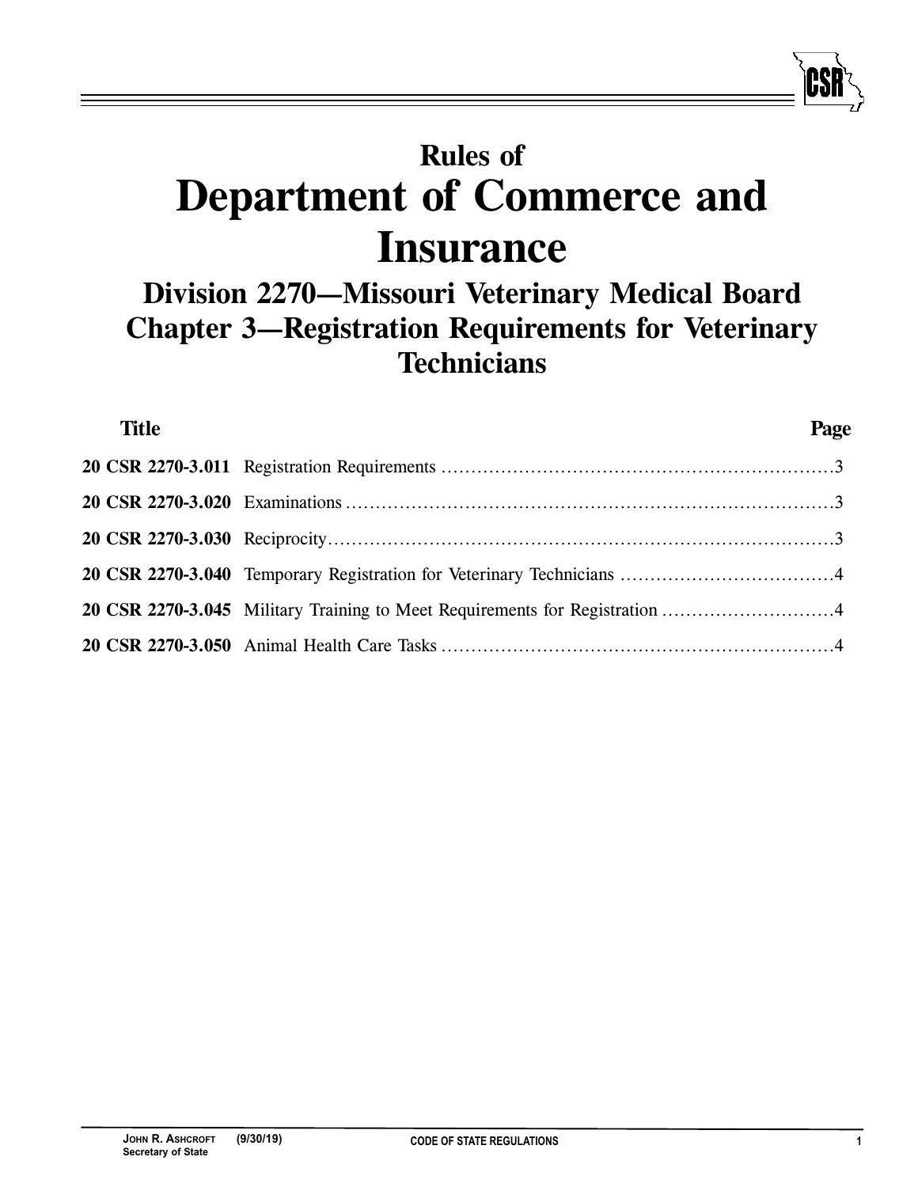# Rules of
# Department of Commerce and Insurance

## Division 2270—Missouri Veterinary Medical Board
## Chapter 3—Registration Requirements for Veterinary Technicians

| Title | | Page |
|---|---|---|
| **20 CSR 2270-3.011** | Registration Requirements | 3 |
| **20 CSR 2270-3.020** | Examinations | 3 |
| **20 CSR 2270-3.030** | Reciprocity | 3 |
| **20 CSR 2270-3.040** | Temporary Registration for Veterinary Technicians | 4 |
| **20 CSR 2270-3.045** | Military Training to Meet Requirements for Registration | 4 |
| **20 CSR 2270-3.050** | Animal Health Care Tasks | 4 |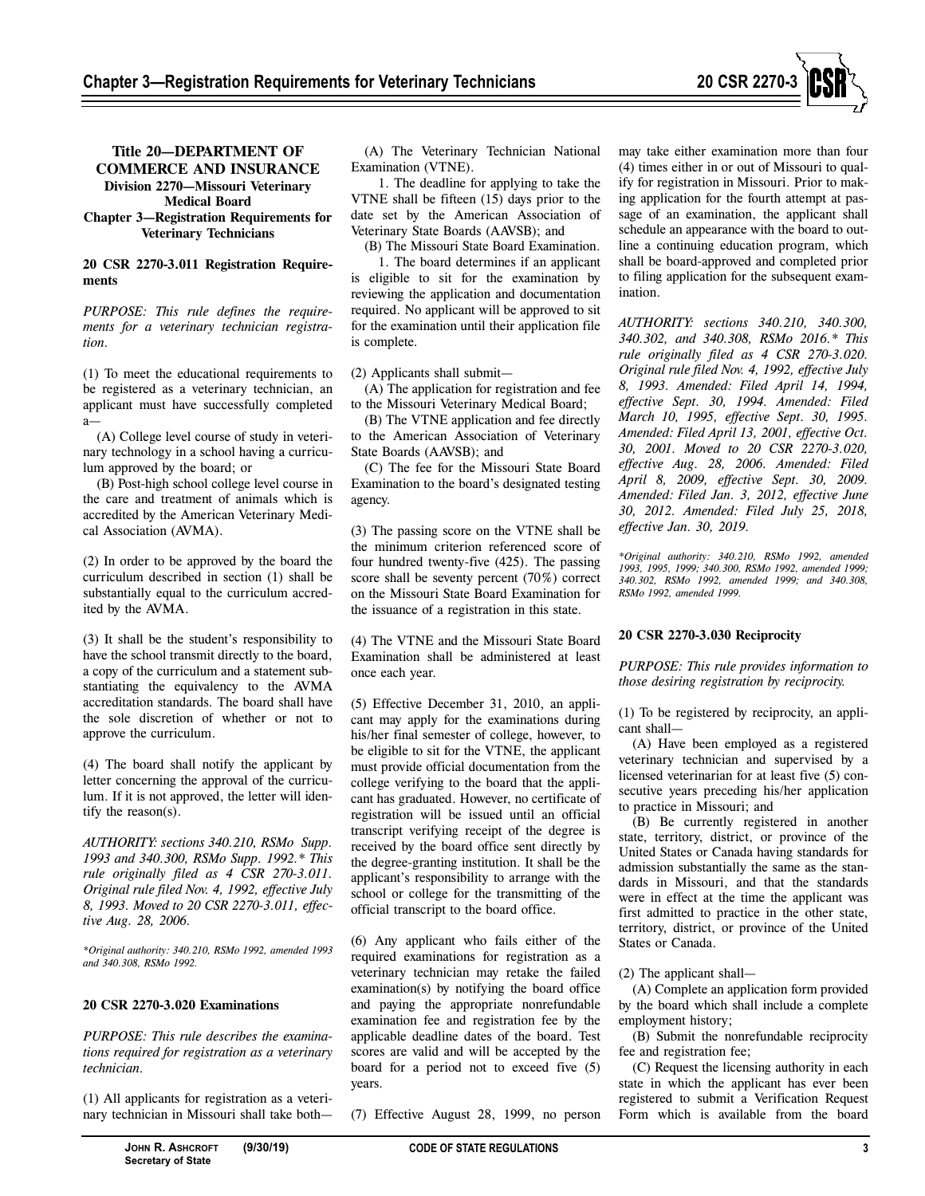# Title 20—DEPARTMENT OF COMMERCE AND INSURANCE
## Division 2270—Missouri Veterinary Medical Board
## Chapter 3—Registration Requirements for Veterinary Technicians

### 20 CSR 2270-3.011 Registration Requirements

*PURPOSE: This rule defines the requirements for a veterinary technician registration.*

(1) To meet the educational requirements to be registered as a veterinary technician, an applicant must have successfully completed a—

(A) College level course of study in veterinary technology in a school having a curriculum approved by the board; or

(B) Post-high school college level course in the care and treatment of animals which is accredited by the American Veterinary Medical Association (AVMA).

(2) In order to be approved by the board the curriculum described in section (1) shall be substantially equal to the curriculum accredited by the AVMA.

(3) It shall be the student's responsibility to have the school transmit directly to the board, a copy of the curriculum and a statement substantiating the equivalency to the AVMA accreditation standards. The board shall have the sole discretion of whether or not to approve the curriculum.

(4) The board shall notify the applicant by letter concerning the approval of the curriculum. If it is not approved, the letter will identify the reason(s).

*AUTHORITY: sections 340.210, RSMo Supp. 1993 and 340.300, RSMo Supp. 1992.\* This rule originally filed as 4 CSR 270-3.011. Original rule filed Nov. 4, 1992, effective July 8, 1993. Moved to 20 CSR 2270-3.011, effective Aug. 28, 2006.*

*\*Original authority: 340.210, RSMo 1992, amended 1993 and 340.308, RSMo 1992.*

### 20 CSR 2270-3.020 Examinations

*PURPOSE: This rule describes the examinations required for registration as a veterinary technician.*

(1) All applicants for registration as a veterinary technician in Missouri shall take both—

(A) The Veterinary Technician National Examination (VTNE).

1. The deadline for applying to take the VTNE shall be fifteen (15) days prior to the date set by the American Association of Veterinary State Boards (AAVSB); and

(B) The Missouri State Board Examination.

1. The board determines if an applicant is eligible to sit for the examination by reviewing the application and documentation required. No applicant will be approved to sit for the examination until their application file is complete.

(2) Applicants shall submit—

(A) The application for registration and fee to the Missouri Veterinary Medical Board;

(B) The VTNE application and fee directly to the American Association of Veterinary State Boards (AAVSB); and

(C) The fee for the Missouri State Board Examination to the board's designated testing agency.

(3) The passing score on the VTNE shall be the minimum criterion referenced score of four hundred twenty-five (425). The passing score shall be seventy percent (70%) correct on the Missouri State Board Examination for the issuance of a registration in this state.

(4) The VTNE and the Missouri State Board Examination shall be administered at least once each year.

(5) Effective December 31, 2010, an applicant may apply for the examinations during his/her final semester of college, however, to be eligible to sit for the VTNE, the applicant must provide official documentation from the college verifying to the board that the applicant has graduated. However, no certificate of registration will be issued until an official transcript verifying receipt of the degree is received by the board office sent directly by the degree-granting institution. It shall be the applicant's responsibility to arrange with the school or college for the transmitting of the official transcript to the board office.

(6) Any applicant who fails either of the required examinations for registration as a veterinary technician may retake the failed examination(s) by notifying the board office and paying the appropriate nonrefundable examination fee and registration fee by the applicable deadline dates of the board. Test scores are valid and will be accepted by the board for a period not to exceed five (5) years.

(7) Effective August 28, 1999, no person may take either examination more than four (4) times either in or out of Missouri to qualify for registration in Missouri. Prior to making application for the fourth attempt at passage of an examination, the applicant shall schedule an appearance with the board to outline a continuing education program, which shall be board-approved and completed prior to filing application for the subsequent examination.

*AUTHORITY: sections 340.210, 340.300, 340.302, and 340.308, RSMo 2016.\* This rule originally filed as 4 CSR 270-3.020. Original rule filed Nov. 4, 1992, effective July 8, 1993. Amended: Filed April 14, 1994, effective Sept. 30, 1994. Amended: Filed March 10, 1995, effective Sept. 30, 1995. Amended: Filed April 13, 2001, effective Oct. 30, 2001. Moved to 20 CSR 2270-3.020, effective Aug. 28, 2006. Amended: Filed April 8, 2009, effective Sept. 30, 2009. Amended: Filed Jan. 3, 2012, effective June 30, 2012. Amended: Filed July 25, 2018, effective Jan. 30, 2019.*

*\*Original authority: 340.210, RSMo 1992, amended 1993, 1995, 1999; 340.300, RSMo 1992, amended 1999; 340.302, RSMo 1992, amended 1999; and 340.308, RSMo 1992, amended 1999.*

### 20 CSR 2270-3.030 Reciprocity

*PURPOSE: This rule provides information to those desiring registration by reciprocity.*

(1) To be registered by reciprocity, an applicant shall—

(A) Have been employed as a registered veterinary technician and supervised by a licensed veterinarian for at least five (5) consecutive years preceding his/her application to practice in Missouri; and

(B) Be currently registered in another state, territory, district, or province of the United States or Canada having standards for admission substantially the same as the standards in Missouri, and that the standards were in effect at the time the applicant was first admitted to practice in the other state, territory, district, or province of the United States or Canada.

(2) The applicant shall—

(A) Complete an application form provided by the board which shall include a complete employment history;

(B) Submit the nonrefundable reciprocity fee and registration fee;

(C) Request the licensing authority in each state in which the applicant has ever been registered to submit a Verification Request Form which is available from the board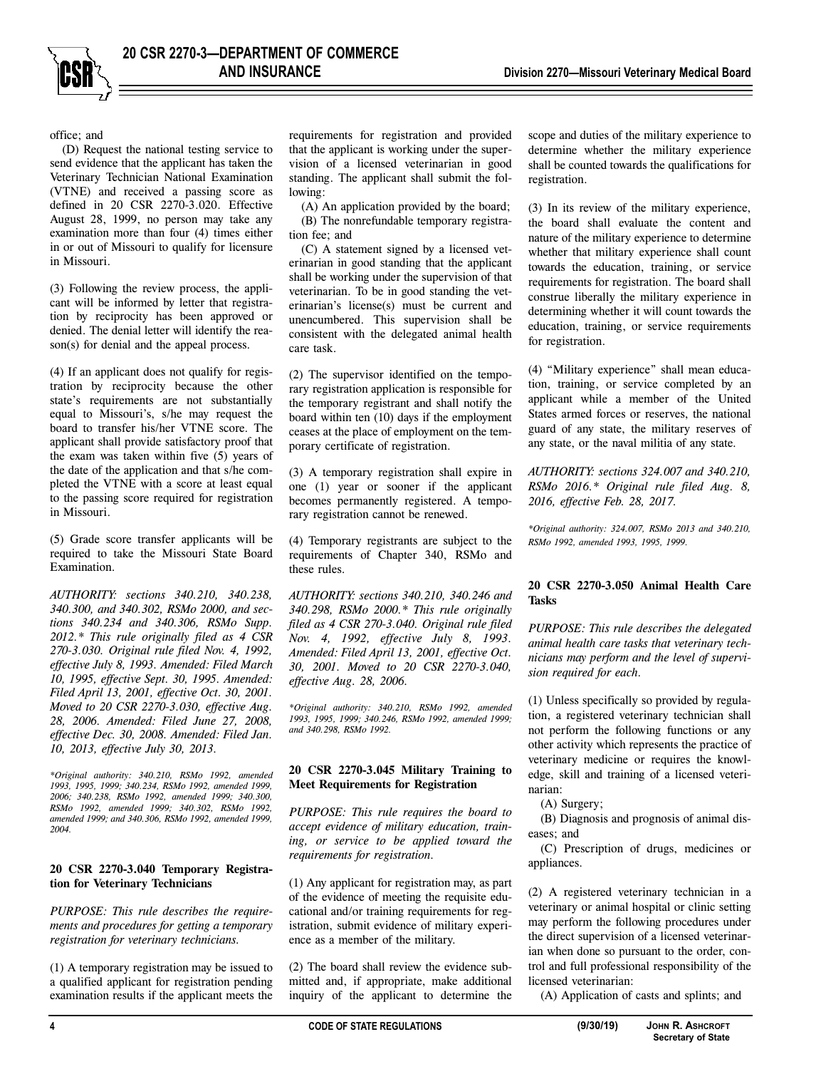office; and

(D) Request the national testing service to send evidence that the applicant has taken the Veterinary Technician National Examination (VTNE) and received a passing score as defined in 20 CSR 2270-3.020. Effective August 28, 1999, no person may take any examination more than four (4) times either in or out of Missouri to qualify for licensure in Missouri.

(3) Following the review process, the applicant will be informed by letter that registration by reciprocity has been approved or denied. The denial letter will identify the reason(s) for denial and the appeal process.

(4) If an applicant does not qualify for registration by reciprocity because the other state's requirements are not substantially equal to Missouri's, s/he may request the board to transfer his/her VTNE score. The applicant shall provide satisfactory proof that the exam was taken within five (5) years of the date of the application and that s/he completed the VTNE with a score at least equal to the passing score required for registration in Missouri.

(5) Grade score transfer applicants will be required to take the Missouri State Board Examination.

*AUTHORITY: sections 340.210, 340.238, 340.300, and 340.302, RSMo 2000, and sections 340.234 and 340.306, RSMo Supp. 2012.\* This rule originally filed as 4 CSR 270-3.030. Original rule filed Nov. 4, 1992, effective July 8, 1993. Amended: Filed March 10, 1995, effective Sept. 30, 1995. Amended: Filed April 13, 2001, effective Oct. 30, 2001. Moved to 20 CSR 2270-3.030, effective Aug. 28, 2006. Amended: Filed June 27, 2008, effective Dec. 30, 2008. Amended: Filed Jan. 10, 2013, effective July 30, 2013.*

*\*Original authority: 340.210, RSMo 1992, amended 1993, 1995, 1999; 340.234, RSMo 1992, amended 1999, 2006; 340.238, RSMo 1992, amended 1999; 340.300, RSMo 1992, amended 1999; 340.302, RSMo 1992, amended 1999; and 340.306, RSMo 1992, amended 1999, 2004.*

**20 CSR 2270-3.040 Temporary Registration for Veterinary Technicians**

*PURPOSE: This rule describes the requirements and procedures for getting a temporary registration for veterinary technicians.*

(1) A temporary registration may be issued to a qualified applicant for registration pending examination results if the applicant meets the requirements for registration and provided that the applicant is working under the supervision of a licensed veterinarian in good standing. The applicant shall submit the following:

(A) An application provided by the board;

(B) The nonrefundable temporary registration fee; and

(C) A statement signed by a licensed veterinarian in good standing that the applicant shall be working under the supervision of that veterinarian. To be in good standing the veterinarian's license(s) must be current and unencumbered. This supervision shall be consistent with the delegated animal health care task.

(2) The supervisor identified on the temporary registration application is responsible for the temporary registrant and shall notify the board within ten (10) days if the employment ceases at the place of employment on the temporary certificate of registration.

(3) A temporary registration shall expire in one (1) year or sooner if the applicant becomes permanently registered. A temporary registration cannot be renewed.

(4) Temporary registrants are subject to the requirements of Chapter 340, RSMo and these rules.

*AUTHORITY: sections 340.210, 340.246 and 340.298, RSMo 2000.\* This rule originally filed as 4 CSR 270-3.040. Original rule filed Nov. 4, 1992, effective July 8, 1993. Amended: Filed April 13, 2001, effective Oct. 30, 2001. Moved to 20 CSR 2270-3.040, effective Aug. 28, 2006.*

*\*Original authority: 340.210, RSMo 1992, amended 1993, 1995, 1999; 340.246, RSMo 1992, amended 1999; and 340.298, RSMo 1992.*

**20 CSR 2270-3.045 Military Training to Meet Requirements for Registration**

*PURPOSE: This rule requires the board to accept evidence of military education, training, or service to be applied toward the requirements for registration.*

(1) Any applicant for registration may, as part of the evidence of meeting the requisite educational and/or training requirements for registration, submit evidence of military experience as a member of the military.

(2) The board shall review the evidence submitted and, if appropriate, make additional inquiry of the applicant to determine the scope and duties of the military experience to determine whether the military experience shall be counted towards the qualifications for registration.

(3) In its review of the military experience, the board shall evaluate the content and nature of the military experience to determine whether that military experience shall count towards the education, training, or service requirements for registration. The board shall construe liberally the military experience in determining whether it will count towards the education, training, or service requirements for registration.

(4) "Military experience" shall mean education, training, or service completed by an applicant while a member of the United States armed forces or reserves, the national guard of any state, the military reserves of any state, or the naval militia of any state.

*AUTHORITY: sections 324.007 and 340.210, RSMo 2016.\* Original rule filed Aug. 8, 2016, effective Feb. 28, 2017.*

*\*Original authority: 324.007, RSMo 2013 and 340.210, RSMo 1992, amended 1993, 1995, 1999.*

**20 CSR 2270-3.050 Animal Health Care Tasks**

*PURPOSE: This rule describes the delegated animal health care tasks that veterinary technicians may perform and the level of supervision required for each.*

(1) Unless specifically so provided by regulation, a registered veterinary technician shall not perform the following functions or any other activity which represents the practice of veterinary medicine or requires the knowledge, skill and training of a licensed veterinarian:

(A) Surgery;

(B) Diagnosis and prognosis of animal diseases; and

(C) Prescription of drugs, medicines or appliances.

(2) A registered veterinary technician in a veterinary or animal hospital or clinic setting may perform the following procedures under the direct supervision of a licensed veterinarian when done so pursuant to the order, control and full professional responsibility of the licensed veterinarian:

(A) Application of casts and splints; and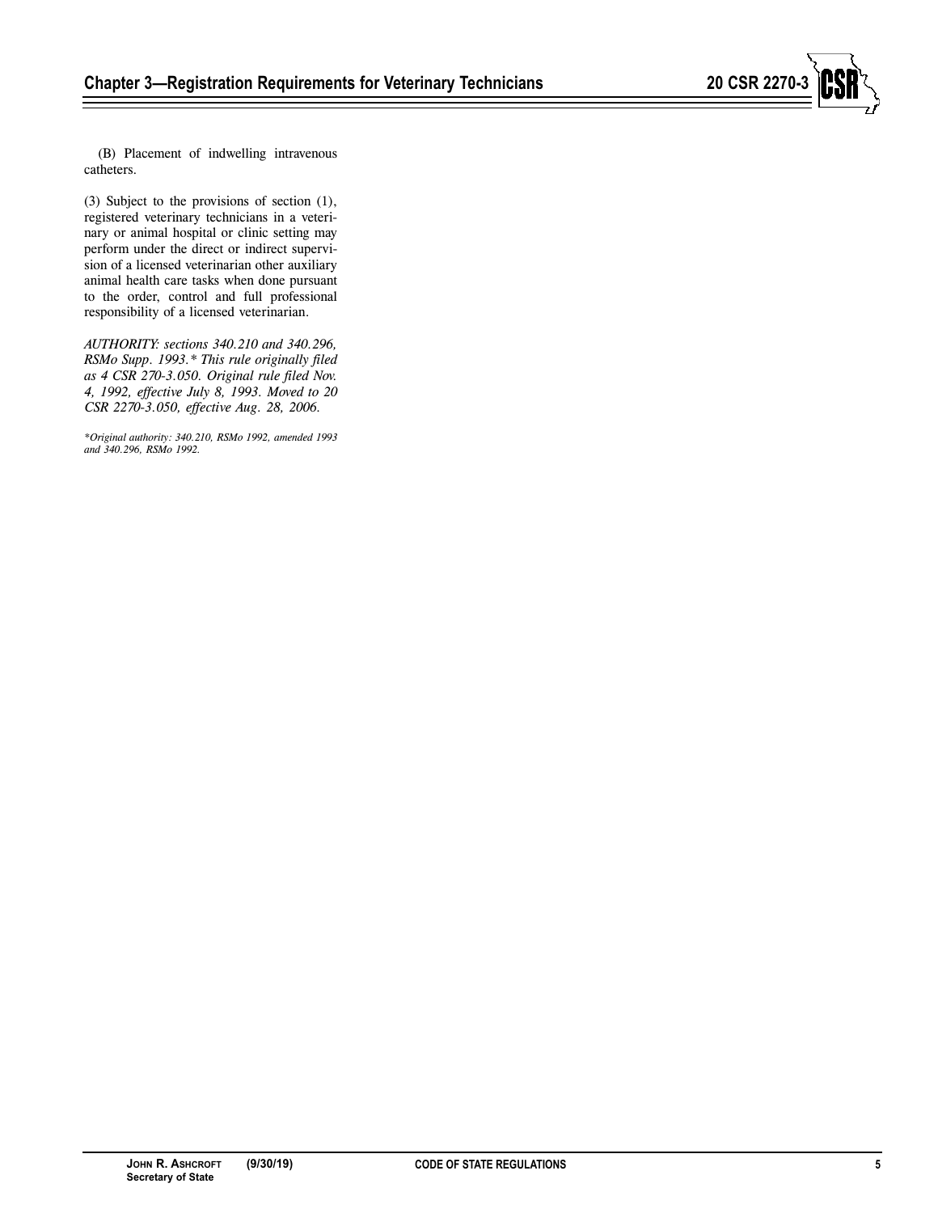(B) Placement of indwelling intravenous catheters.

(3) Subject to the provisions of section (1), registered veterinary technicians in a veterinary or animal hospital or clinic setting may perform under the direct or indirect supervision of a licensed veterinarian other auxiliary animal health care tasks when done pursuant to the order, control and full professional responsibility of a licensed veterinarian.

*AUTHORITY: sections 340.210 and 340.296, RSMo Supp. 1993.* This rule originally filed as 4 CSR 270-3.050. Original rule filed Nov. 4, 1992, effective July 8, 1993. Moved to 20 CSR 2270-3.050, effective Aug. 28, 2006.*

**Original authority: 340.210, RSMo 1992, amended 1993 and 340.296, RSMo 1992.*